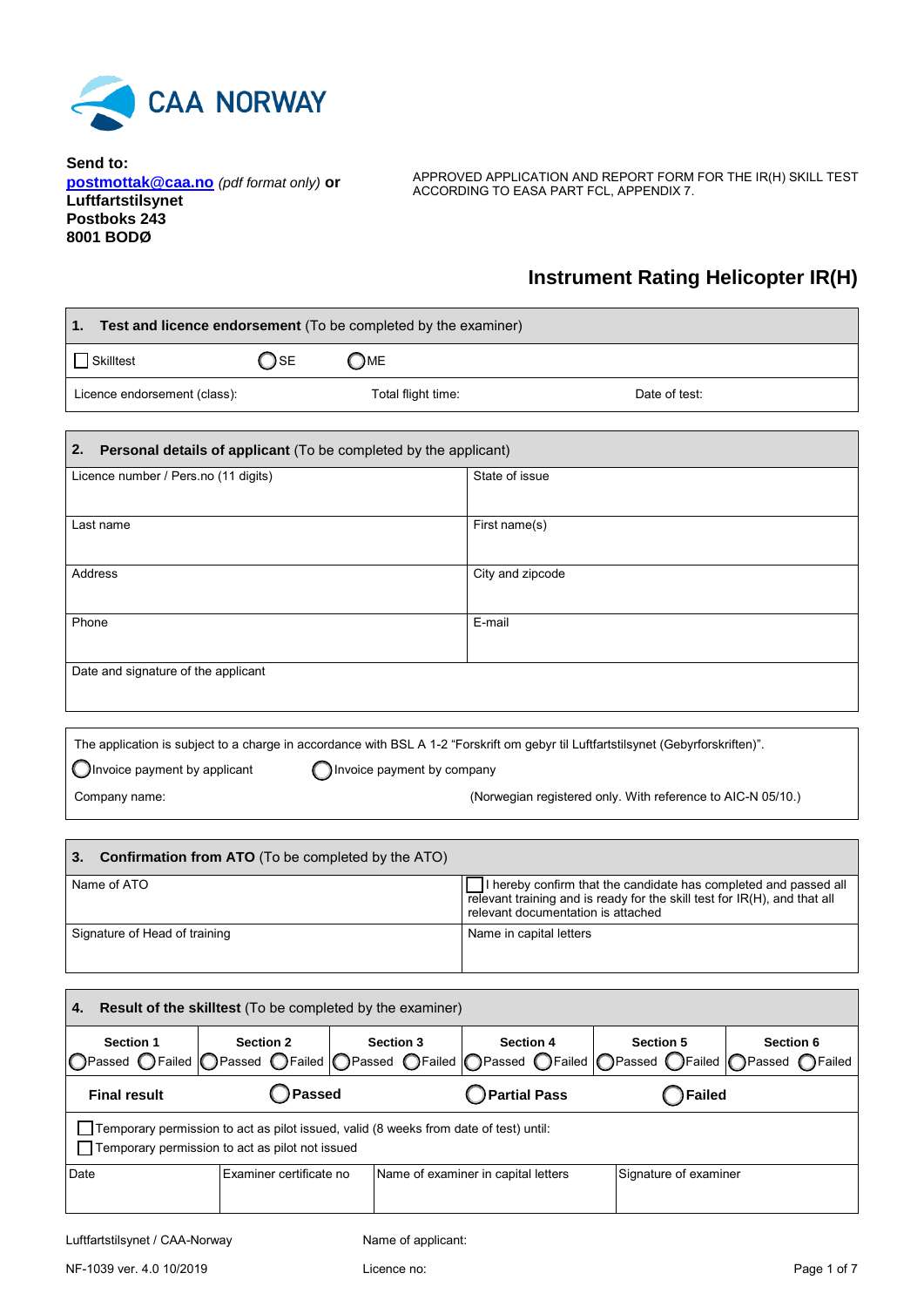CAA NORWAY

**Send to:**
**postmottak@caa.no** *(pdf format only)* **or**
**Luftfartstilsynet**
**Postboks 243**
**8001 BODØ**

APPROVED APPLICATION AND REPORT FORM FOR THE IR(H) SKILL TEST ACCORDING TO EASA PART FCL, APPENDIX 7.

# Instrument Rating Helicopter IR(H)

| **1. Test and licence endorsement** (To be completed by the examiner) | | |
|---|---|---|
| ☐ Skilltest | ◯ SE | ◯ ME |
| Licence endorsement (class): | Total flight time: | Date of test: |

| **2. Personal details of applicant** (To be completed by the applicant) | |
|---|---|
| Licence number / Pers.no (11 digits) | State of issue |
| Last name | First name(s) |
| Address | City and zipcode |
| Phone | E-mail |
| Date and signature of the applicant | |

The application is subject to a charge in accordance with BSL A 1-2 "Forskrift om gebyr til Luftfartstilsynet (Gebyrforskriften)".

◯ Invoice payment by applicant ◯ Invoice payment by company

Company name: (Norwegian registered only. With reference to AIC-N 05/10.)

| **3. Confirmation from ATO** (To be completed by the ATO) | |
|---|---|
| Name of ATO | ☐ I hereby confirm that the candidate has completed and passed all relevant training and is ready for the skill test for IR(H), and that all relevant documentation is attached |
| Signature of Head of training | Name in capital letters |

| **4. Result of the skilltest** (To be completed by the examiner) | | | | | |
|---|---|---|---|---|---|
| **Section 1** ◯ Passed ◯ Failed | **Section 2** ◯ Passed ◯ Failed | **Section 3** ◯ Passed ◯ Failed | **Section 4** ◯ Passed ◯ Failed | **Section 5** ◯ Passed ◯ Failed | **Section 6** ◯ Passed ◯ Failed |
| **Final result** | ◯ **Passed** | ◯ **Partial Pass** | ◯ **Failed** | | |

☐ Temporary permission to act as pilot issued, valid (8 weeks from date of test) until:
☐ Temporary permission to act as pilot not issued

| Date | Examiner certificate no | Name of examiner in capital letters | Signature of examiner |
|---|---|---|---|
| | | | |

Luftfartstilsynet / CAA-Norway

NF-1039 ver. 4.0 10/2019

Name of applicant:

Licence no: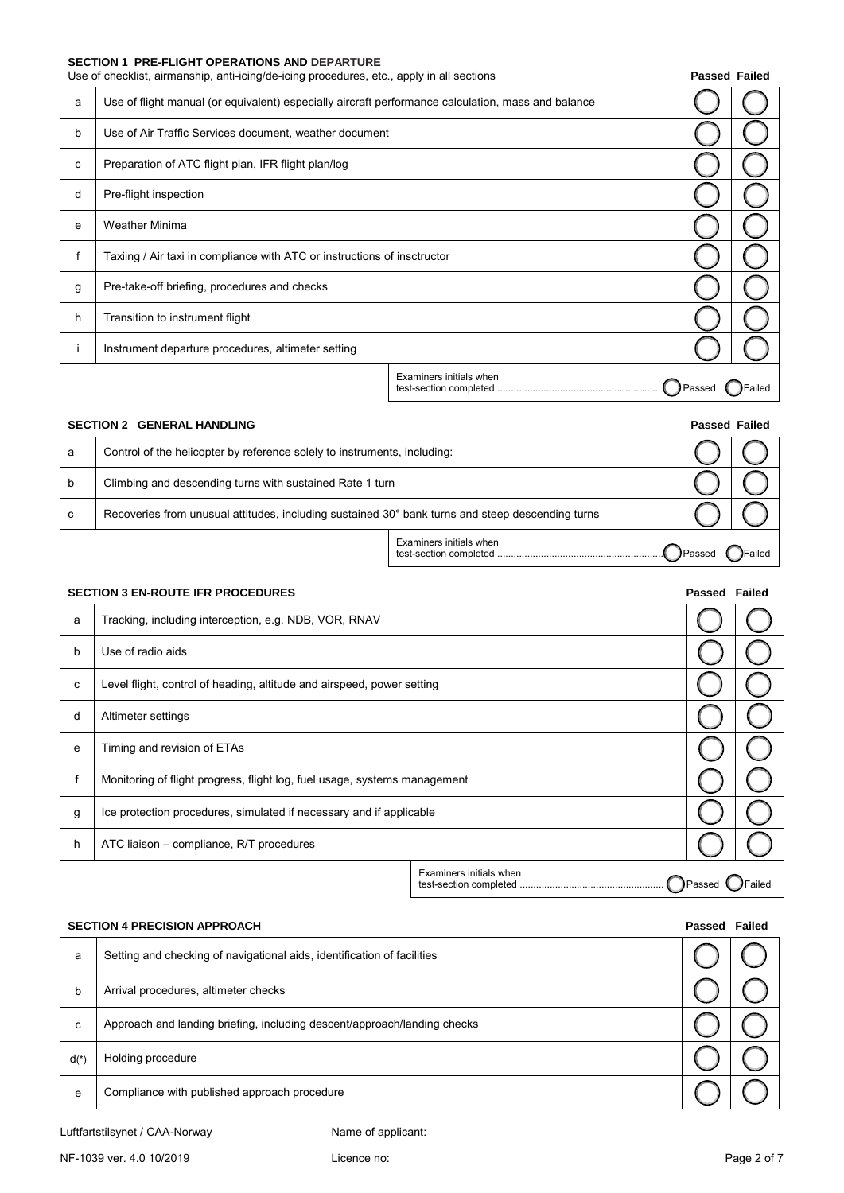## SECTION 1 PRE-FLIGHT OPERATIONS AND DEPARTURE

Use of checklist, airmanship, anti-icing/de-icing procedures, etc., apply in all sections

| | | Passed | Failed |
|---|---|---|---|
| a | Use of flight manual (or equivalent) especially aircraft performance calculation, mass and balance | | |
| b | Use of Air Traffic Services document, weather document | | |
| c | Preparation of ATC flight plan, IFR flight plan/log | | |
| d | Pre-flight inspection | | |
| e | Weather Minima | | |
| f | Taxiing / Air taxi in compliance with ATC or instructions of insctructor | | |
| g | Pre-take-off briefing, procedures and checks | | |
| h | Transition to instrument flight | | |
| i | Instrument departure procedures, altimeter setting | | |

Examiners initials when test-section completed ........................................................... Passed Failed

## SECTION 2 GENERAL HANDLING

| | | Passed | Failed |
|---|---|---|---|
| a | Control of the helicopter by reference solely to instruments, including: | | |
| b | Climbing and descending turns with sustained Rate 1 turn | | |
| c | Recoveries from unusual attitudes, including sustained 30° bank turns and steep descending turns | | |

Examiners initials when test-section completed ........................................................... Passed Failed

## SECTION 3 EN-ROUTE IFR PROCEDURES

| | | Passed | Failed |
|---|---|---|---|
| a | Tracking, including interception, e.g. NDB, VOR, RNAV | | |
| b | Use of radio aids | | |
| c | Level flight, control of heading, altitude and airspeed, power setting | | |
| d | Altimeter settings | | |
| e | Timing and revision of ETAs | | |
| f | Monitoring of flight progress, flight log, fuel usage, systems management | | |
| g | Ice protection procedures, simulated if necessary and if applicable | | |
| h | ATC liaison – compliance, R/T procedures | | |

Examiners initials when test-section completed ..................................................... Passed Failed

## SECTION 4 PRECISION APPROACH

| | | Passed | Failed |
|---|---|---|---|
| a | Setting and checking of navigational aids, identification of facilities | | |
| b | Arrival procedures, altimeter checks | | |
| c | Approach and landing briefing, including descent/approach/landing checks | | |
| d(*) | Holding procedure | | |
| e | Compliance with published approach procedure | | |

Luftfartstilsynet / CAA-Norway

Name of applicant:

NF-1039 ver. 4.0 10/2019

Licence no: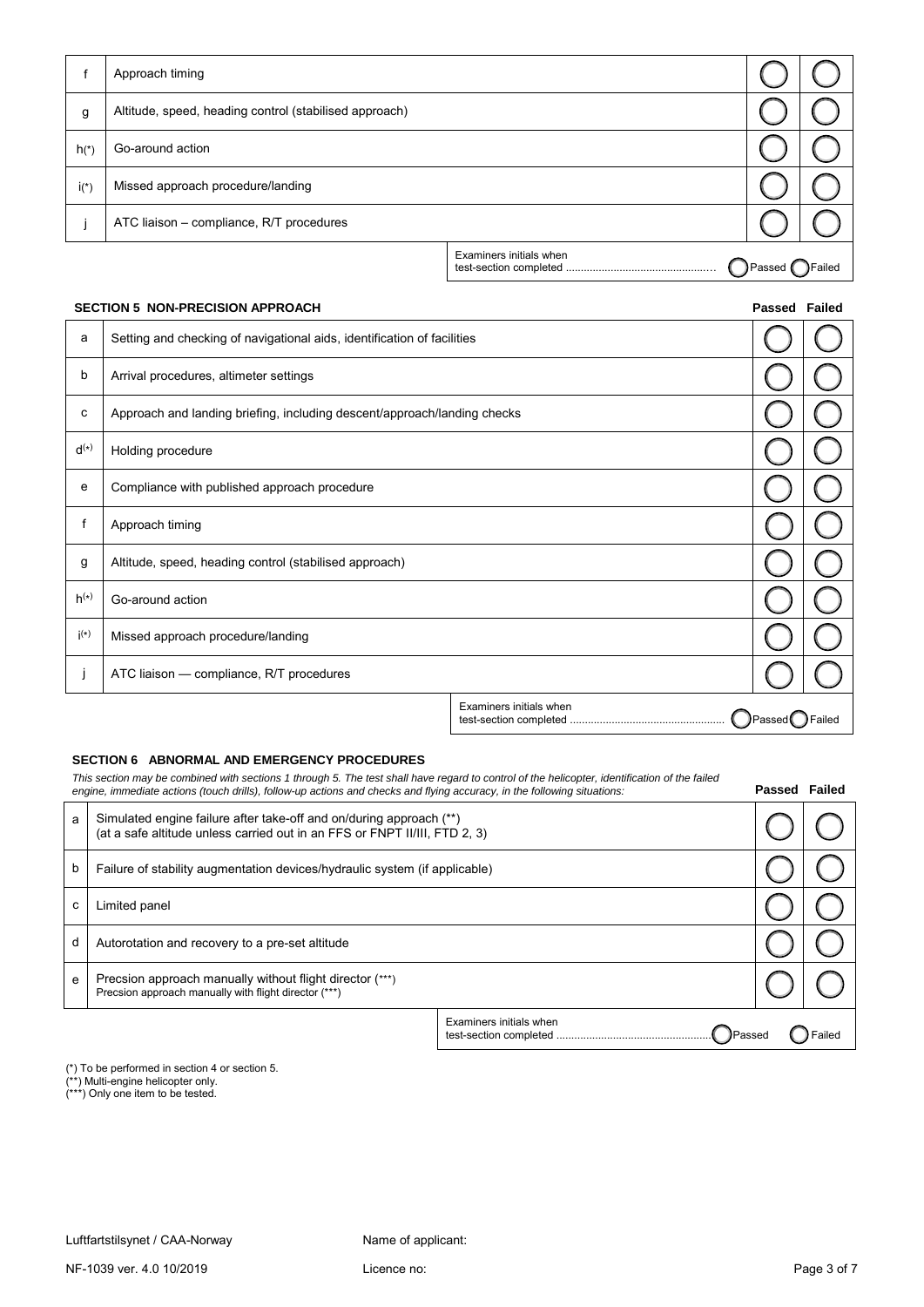| | | Passed | Failed |
|---|---|---|---|
| f | Approach timing | ◯ | ◯ |
| g | Altitude, speed, heading control (stabilised approach) | ◯ | ◯ |
| h(*) | Go-around action | ◯ | ◯ |
| i(*) | Missed approach procedure/landing | ◯ | ◯ |
| j | ATC liaison – compliance, R/T procedures | ◯ | ◯ |

Examiners initials when test-section completed .................................................. ◯ Passed ◯ Failed

### SECTION 5 NON-PRECISION APPROACH

| | | Passed | Failed |
|---|---|---|---|
| a | Setting and checking of navigational aids, identification of facilities | ◯ | ◯ |
| b | Arrival procedures, altimeter settings | ◯ | ◯ |
| c | Approach and landing briefing, including descent/approach/landing checks | ◯ | ◯ |
| d(*) | Holding procedure | ◯ | ◯ |
| e | Compliance with published approach procedure | ◯ | ◯ |
| f | Approach timing | ◯ | ◯ |
| g | Altitude, speed, heading control (stabilised approach) | ◯ | ◯ |
| h(*) | Go-around action | ◯ | ◯ |
| i(*) | Missed approach procedure/landing | ◯ | ◯ |
| j | ATC liaison — compliance, R/T procedures | ◯ | ◯ |

Examiners initials when test-section completed .................................................. ◯ Passed ◯ Failed

### SECTION 6 ABNORMAL AND EMERGENCY PROCEDURES

*This section may be combined with sections 1 through 5. The test shall have regard to control of the helicopter, identification of the failed engine, immediate actions (touch drills), follow-up actions and checks and flying accuracy, in the following situations:*

| | | Passed | Failed |
|---|---|---|---|
| a | Simulated engine failure after take-off and on/during approach (**) (at a safe altitude unless carried out in an FFS or FNPT II/III, FTD 2, 3) | ◯ | ◯ |
| b | Failure of stability augmentation devices/hydraulic system (if applicable) | ◯ | ◯ |
| c | Limited panel | ◯ | ◯ |
| d | Autorotation and recovery to a pre-set altitude | ◯ | ◯ |
| e | Precsion approach manually without flight director (***) Precsion approach manually with flight director (***) | ◯ | ◯ |

Examiners initials when test-section completed .................................................. ◯ Passed ◯ Failed

(*) To be performed in section 4 or section 5.
(**) Multi-engine helicopter only.
(***) Only one item to be tested.

Name of applicant:

Licence no: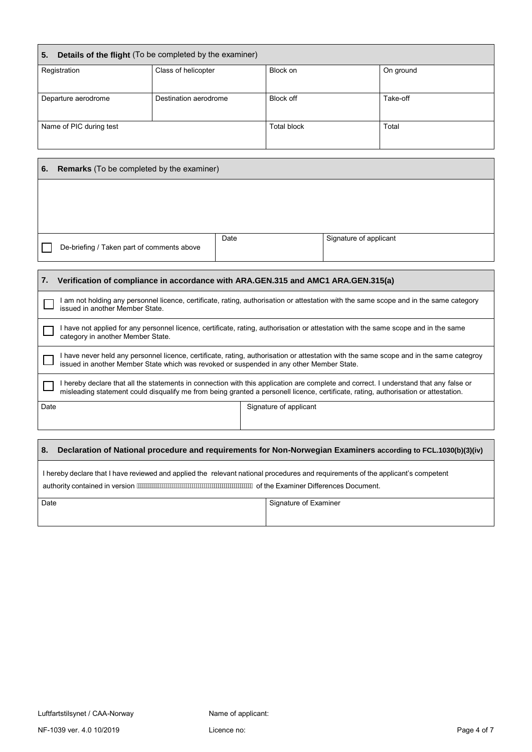## 5. Details of the flight (To be completed by the examiner)

| Registration | Class of helicopter | Block on | On ground |
|---|---|---|---|
| Departure aerodrome | Destination aerodrome | Block off | Take-off |
| Name of PIC during test | | Total block | Total |

## 6. Remarks (To be completed by the examiner)

| | | |
|---|---|---|
| ☐ De-briefing / Taken part of comments above | Date | Signature of applicant |

## 7. Verification of compliance in accordance with ARA.GEN.315 and AMC1 ARA.GEN.315(a)

☐ I am not holding any personnel licence, certificate, rating, authorisation or attestation with the same scope and in the same category issued in another Member State.

☐ I have not applied for any personnel licence, certificate, rating, authorisation or attestation with the same scope and in the same category in another Member State.

☐ I have never held any personnel licence, certificate, rating, authorisation or attestation with the same scope and in the same categroy issued in another Member State which was revoked or suspended in any other Member State.

☐ I hereby declare that all the statements in connection with this application are complete and correct. I understand that any false or misleading statement could disqualify me from being granted a personell licence, certificate, rating, authorisation or attestation.

| Date | Signature of applicant |
|---|---|
| | |

## 8. Declaration of National procedure and requirements for Non-Norwegian Examiners according to FCL.1030(b)(3)(iv)

I hereby declare that I have reviewed and applied the relevant national procedures and requirements of the applicant's competent authority contained in version ____________ of the Examiner Differences Document.

| Date | Signature of Examiner |
|---|---|
| | |

Luftfartstilsynet / CAA-Norway

NF-1039 ver. 4.0 10/2019

Name of applicant:

Licence no: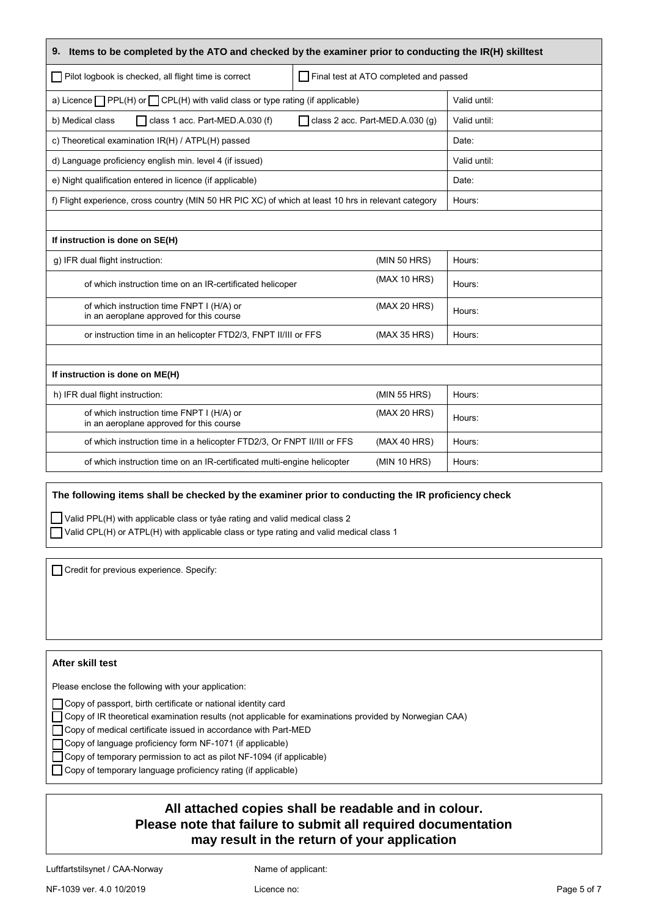| 9. Items to be completed by the ATO and checked by the examiner prior to conducting the IR(H) skilltest | | |
|---|---|---|
| ☐ Pilot logbook is checked, all flight time is correct | ☐ Final test at ATO completed and passed | |
| a) Licence ☐ PPL(H) or ☐ CPL(H) with valid class or type rating (if applicable) | | Valid until: |
| b) Medical class ☐ class 1 acc. Part-MED.A.030 (f) | ☐ class 2 acc. Part-MED.A.030 (g) | Valid until: |
| c) Theoretical examination IR(H) / ATPL(H) passed | | Date: |
| d) Language proficiency english min. level 4 (if issued) | | Valid until: |
| e) Night qualification entered in licence (if applicable) | | Date: |
| f) Flight experience, cross country (MIN 50 HR PIC XC) of which at least 10 hrs in relevant category | | Hours: |

| If instruction is done on SE(H) | | |
|---|---|---|
| g) IFR dual flight instruction: | (MIN 50 HRS) | Hours: |
| of which instruction time on an IR-certificated helicoper | (MAX 10 HRS) | Hours: |
| of which instruction time FNPT I (H/A) or in an aeroplane approved for this course | (MAX 20 HRS) | Hours: |
| or instruction time in an helicopter FTD2/3, FNPT II/III or FFS | (MAX 35 HRS) | Hours: |

| If instruction is done on ME(H) | | |
|---|---|---|
| h) IFR dual flight instruction: | (MIN 55 HRS) | Hours: |
| of which instruction time FNPT I (H/A) or in an aeroplane approved for this course | (MAX 20 HRS) | Hours: |
| of which instruction time in a helicopter FTD2/3, Or FNPT II/III or FFS | (MAX 40 HRS) | Hours: |
| of which instruction time on an IR-certificated multi-engine helicopter | (MIN 10 HRS) | Hours: |

**The following items shall be checked by the examiner prior to conducting the IR proficiency check**

☐ Valid PPL(H) with applicable class or tyåe rating and valid medical class 2
☐ Valid CPL(H) or ATPL(H) with applicable class or type rating and valid medical class 1

☐ Credit for previous experience. Specify:

**After skill test**

Please enclose the following with your application:

☐ Copy of passport, birth certificate or national identity card
☐ Copy of IR theoretical examination results (not applicable for examinations provided by Norwegian CAA)
☐ Copy of medical certificate issued in accordance with Part-MED
☐ Copy of language proficiency form NF-1071 (if applicable)
☐ Copy of temporary permission to act as pilot NF-1094 (if applicable)
☐ Copy of temporary language proficiency rating (if applicable)

**All attached copies shall be readable and in colour.**
**Please note that failure to submit all required documentation may result in the return of your application**

Luftfartstilsynet / CAA-Norway

NF-1039 ver. 4.0 10/2019

Name of applicant:

Licence no: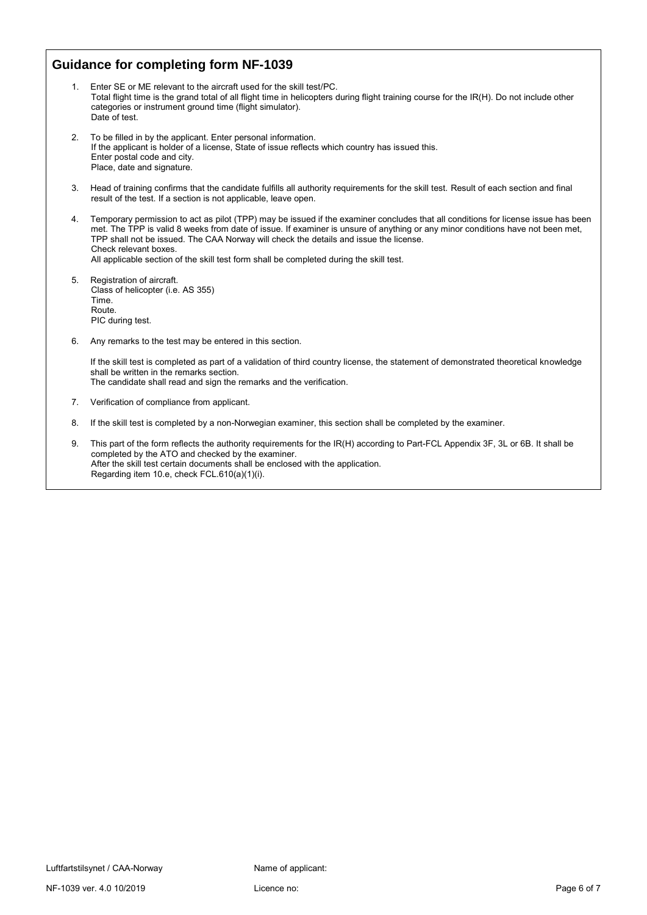## Guidance for completing form NF-1039

1. Enter SE or ME relevant to the aircraft used for the skill test/PC.
   Total flight time is the grand total of all flight time in helicopters during flight training course for the IR(H). Do not include other categories or instrument ground time (flight simulator).
   Date of test.

2. To be filled in by the applicant. Enter personal information.
   If the applicant is holder of a license, State of issue reflects which country has issued this.
   Enter postal code and city.
   Place, date and signature.

3. Head of training confirms that the candidate fulfills all authority requirements for the skill test. Result of each section and final result of the test. If a section is not applicable, leave open.

4. Temporary permission to act as pilot (TPP) may be issued if the examiner concludes that all conditions for license issue has been met. The TPP is valid 8 weeks from date of issue. If examiner is unsure of anything or any minor conditions have not been met, TPP shall not be issued. The CAA Norway will check the details and issue the license.
   Check relevant boxes.
   All applicable section of the skill test form shall be completed during the skill test.

5. Registration of aircraft.
   Class of helicopter (i.e. AS 355)
   Time.
   Route.
   PIC during test.

6. Any remarks to the test may be entered in this section.

   If the skill test is completed as part of a validation of third country license, the statement of demonstrated theoretical knowledge shall be written in the remarks section.
   The candidate shall read and sign the remarks and the verification.

7. Verification of compliance from applicant.

8. If the skill test is completed by a non-Norwegian examiner, this section shall be completed by the examiner.

9. This part of the form reflects the authority requirements for the IR(H) according to Part-FCL Appendix 3F, 3L or 6B. It shall be completed by the ATO and checked by the examiner.
   After the skill test certain documents shall be enclosed with the application.
   Regarding item 10.e, check FCL.610(a)(1)(i).

Name of applicant:

Licence no: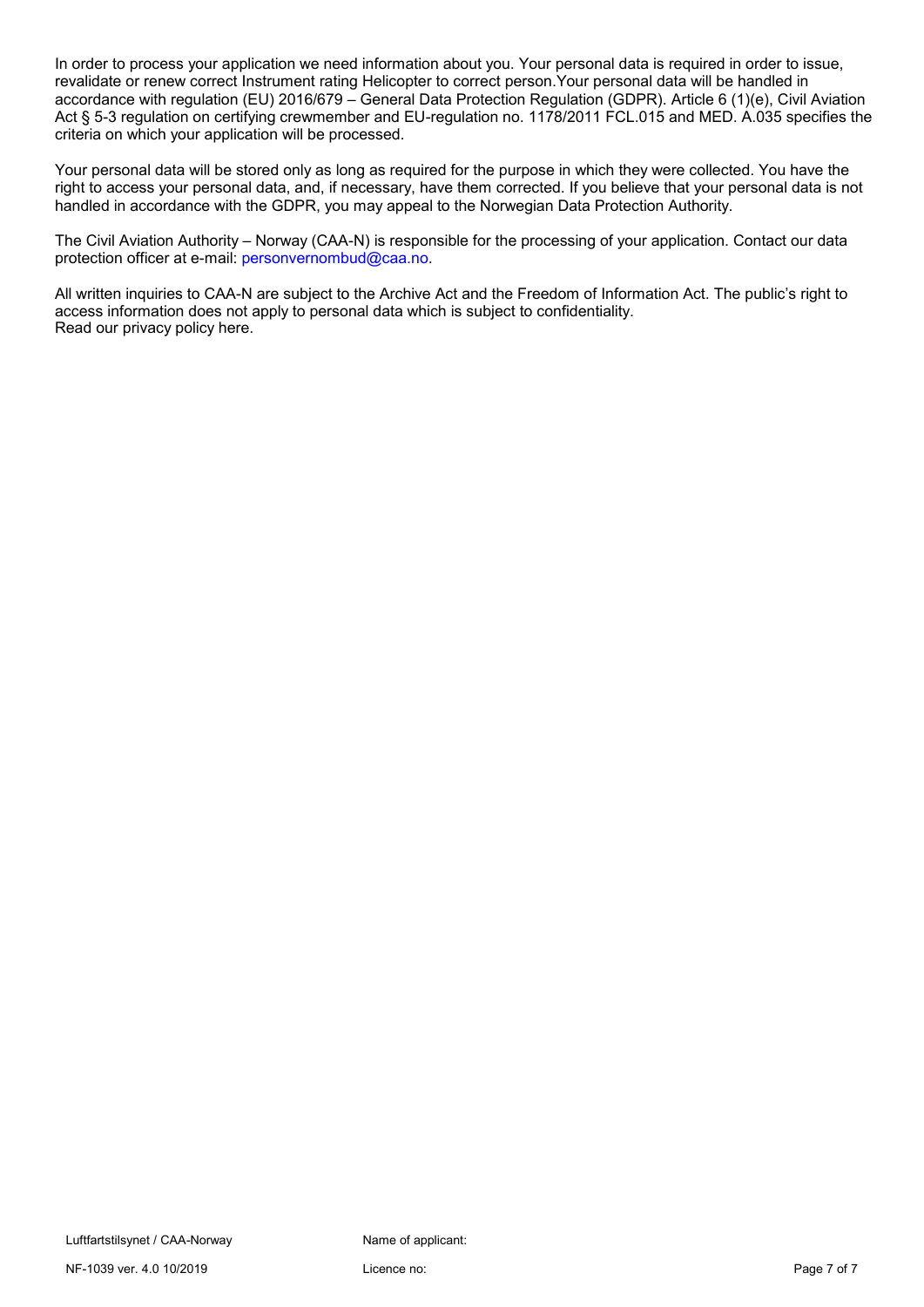In order to process your application we need information about you. Your personal data is required in order to issue, revalidate or renew correct Instrument rating Helicopter to correct person.Your personal data will be handled in accordance with regulation (EU) 2016/679 – General Data Protection Regulation (GDPR). Article 6 (1)(e), Civil Aviation Act § 5-3 regulation on certifying crewmember and EU-regulation no. 1178/2011 FCL.015 and MED. A.035 specifies the criteria on which your application will be processed.

Your personal data will be stored only as long as required for the purpose in which they were collected. You have the right to access your personal data, and, if necessary, have them corrected. If you believe that your personal data is not handled in accordance with the GDPR, you may appeal to the Norwegian Data Protection Authority.

The Civil Aviation Authority – Norway (CAA-N) is responsible for the processing of your application. Contact our data protection officer at e-mail: personvernombud@caa.no.

All written inquiries to CAA-N are subject to the Archive Act and the Freedom of Information Act. The public's right to access information does not apply to personal data which is subject to confidentiality.
Read our privacy policy here.

Luftfartstilsynet / CAA-Norway

NF-1039 ver. 4.0 10/2019

Name of applicant:

Licence no: